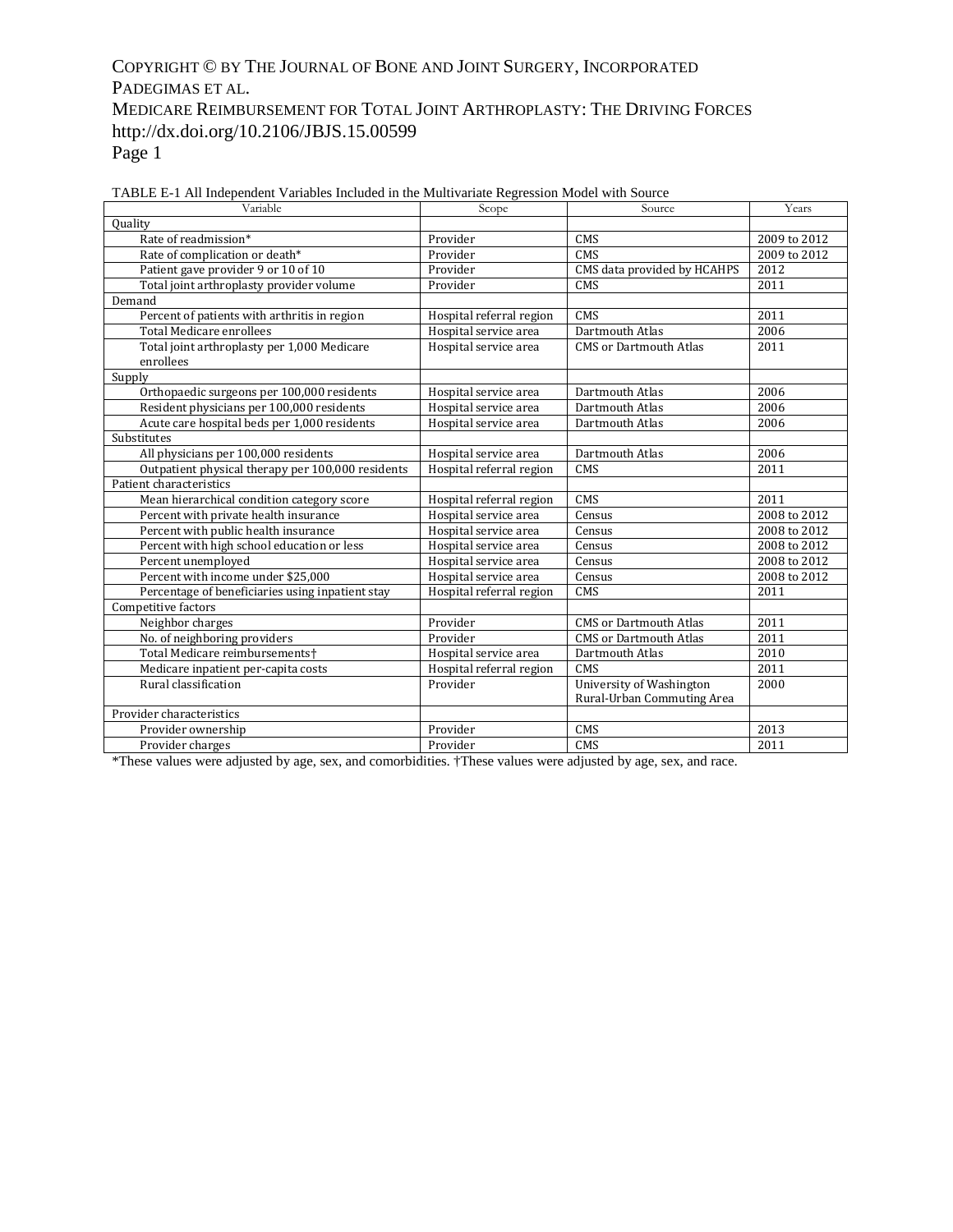TABLE E-1 All Independent Variables Included in the Multivariate Regression Model with Source

| Variable | Scope | Source | Years |
|---|---|---|---|
| Quality | | | |
| Rate of readmission* | Provider | CMS | 2009 to 2012 |
| Rate of complication or death* | Provider | CMS | 2009 to 2012 |
| Patient gave provider 9 or 10 of 10 | Provider | CMS data provided by HCAHPS | 2012 |
| Total joint arthroplasty provider volume | Provider | CMS | 2011 |
| Demand | | | |
| Percent of patients with arthritis in region | Hospital referral region | CMS | 2011 |
| Total Medicare enrollees | Hospital service area | Dartmouth Atlas | 2006 |
| Total joint arthroplasty per 1,000 Medicare enrollees | Hospital service area | CMS or Dartmouth Atlas | 2011 |
| Supply | | | |
| Orthopaedic surgeons per 100,000 residents | Hospital service area | Dartmouth Atlas | 2006 |
| Resident physicians per 100,000 residents | Hospital service area | Dartmouth Atlas | 2006 |
| Acute care hospital beds per 1,000 residents | Hospital service area | Dartmouth Atlas | 2006 |
| Substitutes | | | |
| All physicians per 100,000 residents | Hospital service area | Dartmouth Atlas | 2006 |
| Outpatient physical therapy per 100,000 residents | Hospital referral region | CMS | 2011 |
| Patient characteristics | | | |
| Mean hierarchical condition category score | Hospital referral region | CMS | 2011 |
| Percent with private health insurance | Hospital service area | Census | 2008 to 2012 |
| Percent with public health insurance | Hospital service area | Census | 2008 to 2012 |
| Percent with high school education or less | Hospital service area | Census | 2008 to 2012 |
| Percent unemployed | Hospital service area | Census | 2008 to 2012 |
| Percent with income under $25,000 | Hospital service area | Census | 2008 to 2012 |
| Percentage of beneficiaries using inpatient stay | Hospital referral region | CMS | 2011 |
| Competitive factors | | | |
| Neighbor charges | Provider | CMS or Dartmouth Atlas | 2011 |
| No. of neighboring providers | Provider | CMS or Dartmouth Atlas | 2011 |
| Total Medicare reimbursements† | Hospital service area | Dartmouth Atlas | 2010 |
| Medicare inpatient per-capita costs | Hospital referral region | CMS | 2011 |
| Rural classification | Provider | University of Washington Rural-Urban Commuting Area | 2000 |
| Provider characteristics | | | |
| Provider ownership | Provider | CMS | 2013 |
| Provider charges | Provider | CMS | 2011 |

*These values were adjusted by age, sex, and comorbidities. †These values were adjusted by age, sex, and race.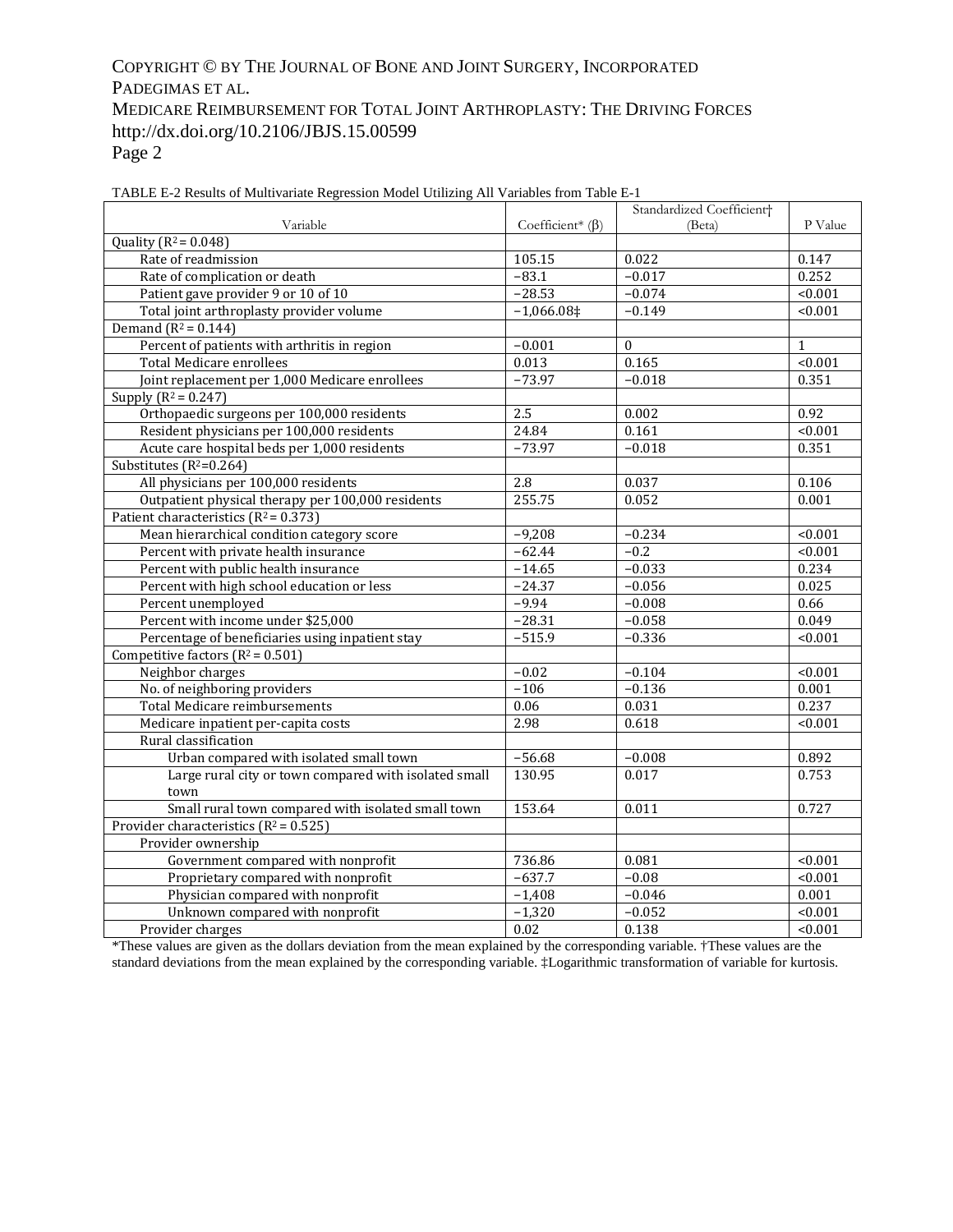TABLE E-2 Results of Multivariate Regression Model Utilizing All Variables from Table E-1

| Variable | Coefficient* (β) | Standardized Coefficient† (Beta) | P Value |
| --- | --- | --- | --- |
| Quality ($R^2 = 0.048$) | | | |
| Rate of readmission | 105.15 | 0.022 | 0.147 |
| Rate of complication or death | −83.1 | −0.017 | 0.252 |
| Patient gave provider 9 or 10 of 10 | −28.53 | −0.074 | <0.001 |
| Total joint arthroplasty provider volume | −1,066.08‡ | −0.149 | <0.001 |
| Demand ($R^2 = 0.144$) | | | |
| Percent of patients with arthritis in region | −0.001 | 0 | 1 |
| Total Medicare enrollees | 0.013 | 0.165 | <0.001 |
| Joint replacement per 1,000 Medicare enrollees | −73.97 | −0.018 | 0.351 |
| Supply ($R^2 = 0.247$) | | | |
| Orthopaedic surgeons per 100,000 residents | 2.5 | 0.002 | 0.92 |
| Resident physicians per 100,000 residents | 24.84 | 0.161 | <0.001 |
| Acute care hospital beds per 1,000 residents | −73.97 | −0.018 | 0.351 |
| Substitutes ($R^2=0.264$) | | | |
| All physicians per 100,000 residents | 2.8 | 0.037 | 0.106 |
| Outpatient physical therapy per 100,000 residents | 255.75 | 0.052 | 0.001 |
| Patient characteristics ($R^2 = 0.373$) | | | |
| Mean hierarchical condition category score | −9,208 | −0.234 | <0.001 |
| Percent with private health insurance | −62.44 | −0.2 | <0.001 |
| Percent with public health insurance | −14.65 | −0.033 | 0.234 |
| Percent with high school education or less | −24.37 | −0.056 | 0.025 |
| Percent unemployed | −9.94 | −0.008 | 0.66 |
| Percent with income under $25,000 | −28.31 | −0.058 | 0.049 |
| Percentage of beneficiaries using inpatient stay | −515.9 | −0.336 | <0.001 |
| Competitive factors ($R^2 = 0.501$) | | | |
| Neighbor charges | −0.02 | −0.104 | <0.001 |
| No. of neighboring providers | −106 | −0.136 | 0.001 |
| Total Medicare reimbursements | 0.06 | 0.031 | 0.237 |
| Medicare inpatient per-capita costs | 2.98 | 0.618 | <0.001 |
| Rural classification | | | |
| Urban compared with isolated small town | −56.68 | −0.008 | 0.892 |
| Large rural city or town compared with isolated small town | 130.95 | 0.017 | 0.753 |
| Small rural town compared with isolated small town | 153.64 | 0.011 | 0.727 |
| Provider characteristics ($R^2 = 0.525$) | | | |
| Provider ownership | | | |
| Government compared with nonprofit | 736.86 | 0.081 | <0.001 |
| Proprietary compared with nonprofit | −637.7 | −0.08 | <0.001 |
| Physician compared with nonprofit | −1,408 | −0.046 | 0.001 |
| Unknown compared with nonprofit | −1,320 | −0.052 | <0.001 |
| Provider charges | 0.02 | 0.138 | <0.001 |

*These values are given as the dollars deviation from the mean explained by the corresponding variable. †These values are the standard deviations from the mean explained by the corresponding variable. ‡Logarithmic transformation of variable for kurtosis.